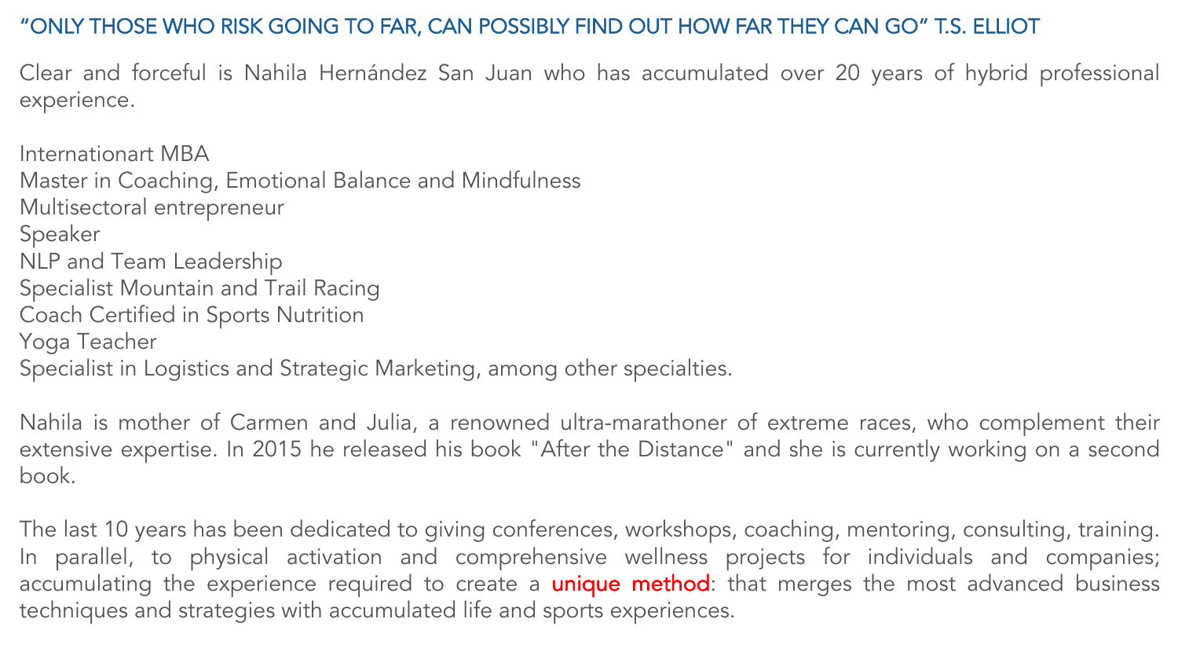## “ONLY THOSE WHO RISK GOING TO FAR, CAN POSSIBLY FIND OUT HOW FAR THEY CAN GO” T.S. ELLIOT

Clear and forceful is Nahila Hernández San Juan who has accumulated over 20 years of hybrid professional experience.

Internationart MBA
Master in Coaching, Emotional Balance and Mindfulness
Multisectoral entrepreneur
Speaker
NLP and Team Leadership
Specialist Mountain and Trail Racing
Coach Certified in Sports Nutrition
Yoga Teacher
Specialist in Logistics and Strategic Marketing, among other specialties.

Nahila is mother of Carmen and Julia, a renowned ultra-marathoner of extreme races, who complement their extensive expertise. In 2015 he released his book "After the Distance" and she is currently working on a second book.

The last 10 years has been dedicated to giving conferences, workshops, coaching, mentoring, consulting, training. In parallel, to physical activation and comprehensive wellness projects for individuals and companies; accumulating the experience required to create a **unique method**: that merges the most advanced business techniques and strategies with accumulated life and sports experiences.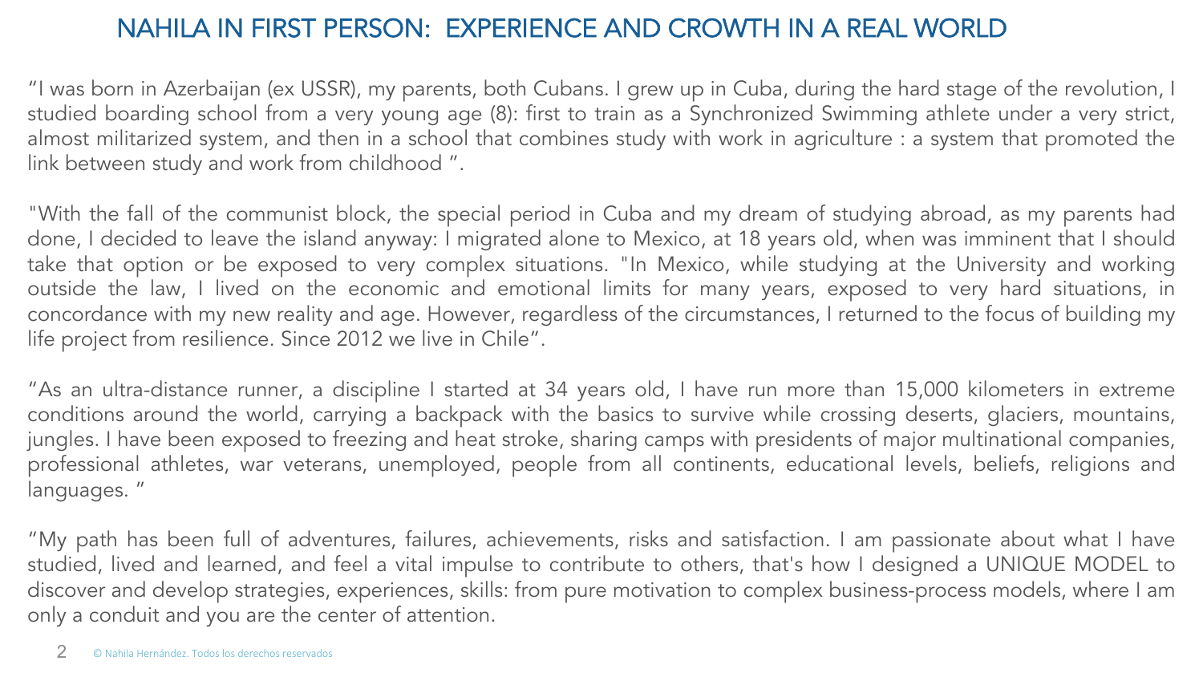# NAHILA IN FIRST PERSON: EXPERIENCE AND CROWTH IN A REAL WORLD

“I was born in Azerbaijan (ex USSR), my parents, both Cubans. I grew up in Cuba, during the hard stage of the revolution, I studied boarding school from a very young age (8): first to train as a Synchronized Swimming athlete under a very strict, almost militarized system, and then in a school that combines study with work in agriculture : a system that promoted the link between study and work from childhood ”.

"With the fall of the communist block, the special period in Cuba and my dream of studying abroad, as my parents had done, I decided to leave the island anyway: I migrated alone to Mexico, at 18 years old, when was imminent that I should take that option or be exposed to very complex situations. "In Mexico, while studying at the University and working outside the law, I lived on the economic and emotional limits for many years, exposed to very hard situations, in concordance with my new reality and age. However, regardless of the circumstances, I returned to the focus of building my life project from resilience. Since 2012 we live in Chile”.

“As an ultra-distance runner, a discipline I started at 34 years old, I have run more than 15,000 kilometers in extreme conditions around the world, carrying a backpack with the basics to survive while crossing deserts, glaciers, mountains, jungles. I have been exposed to freezing and heat stroke, sharing camps with presidents of major multinational companies, professional athletes, war veterans, unemployed, people from all continents, educational levels, beliefs, religions and languages. ”

“My path has been full of adventures, failures, achievements, risks and satisfaction. I am passionate about what I have studied, lived and learned, and feel a vital impulse to contribute to others, that's how I designed a UNIQUE MODEL to discover and develop strategies, experiences, skills: from pure motivation to complex business-process models, where I am only a conduit and you are the center of attention.

© Nahila Hernández. Todos los derechos reservados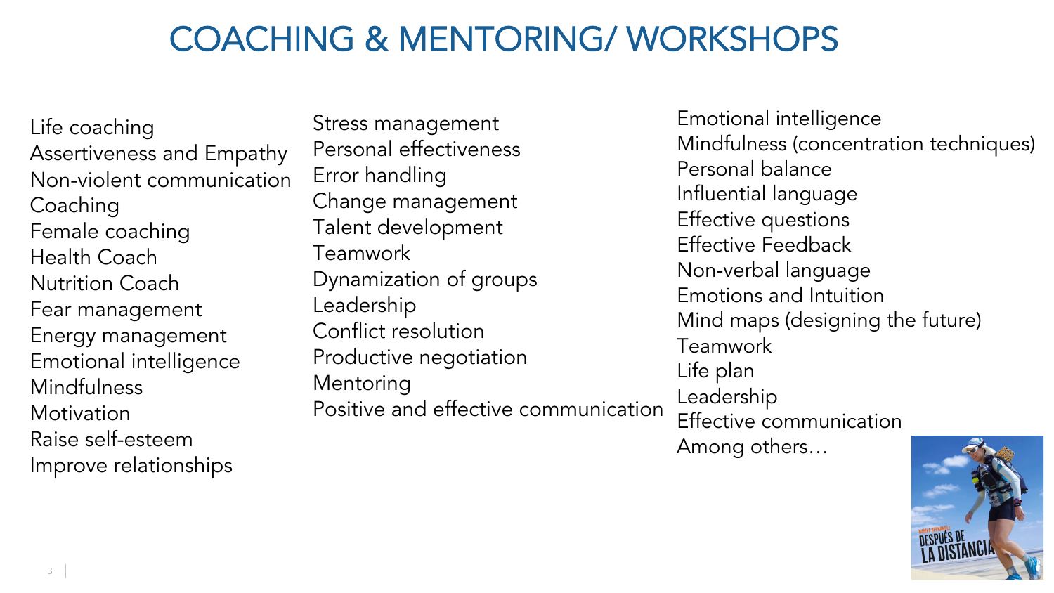# COACHING & MENTORING/ WORKSHOPS

Life coaching
Assertiveness and Empathy
Non-violent communication
Coaching
Female coaching
Health Coach
Nutrition Coach
Fear management
Energy management
Emotional intelligence
Mindfulness
Motivation
Raise self-esteem
Improve relationships

Stress management
Personal effectiveness
Error handling
Change management
Talent development
Teamwork
Dynamization of groups
Leadership
Conflict resolution
Productive negotiation
Mentoring
Positive and effective communication

Emotional intelligence
Mindfulness (concentration techniques)
Personal balance
Influential language
Effective questions
Effective Feedback
Non-verbal language
Emotions and Intuition
Mind maps (designing the future)
Teamwork
Life plan
Leadership
Effective communication
Among others…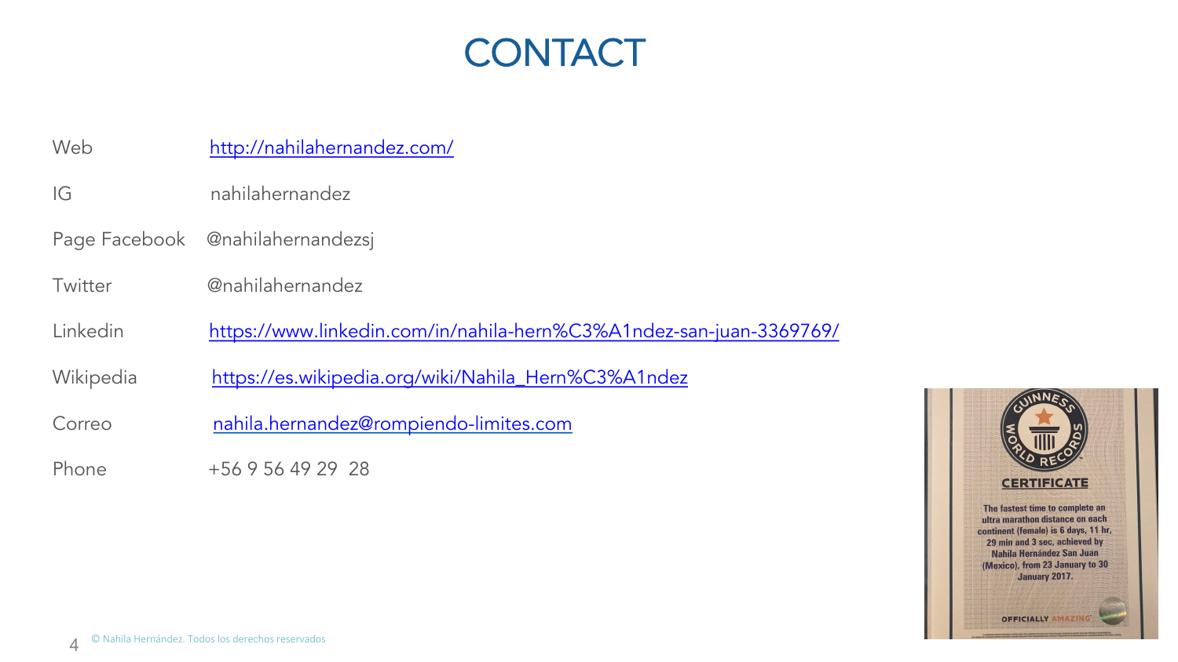# CONTACT

| | |
|---|---|
| Web | http://nahilahernandez.com/ |
| IG | nahilahernandez |
| Page Facebook | @nahilahernandezsj |
| Twitter | @nahilahernandez |
| Linkedin | https://www.linkedin.com/in/nahila-hern%C3%A1ndez-san-juan-3369769/ |
| Wikipedia | https://es.wikipedia.org/wiki/Nahila_Hern%C3%A1ndez |
| Correo | nahila.hernandez@rompiendo-limites.com |
| Phone | +56 9 56 49 29 28 |

© Nahila Hernández. Todos los derechos reservados